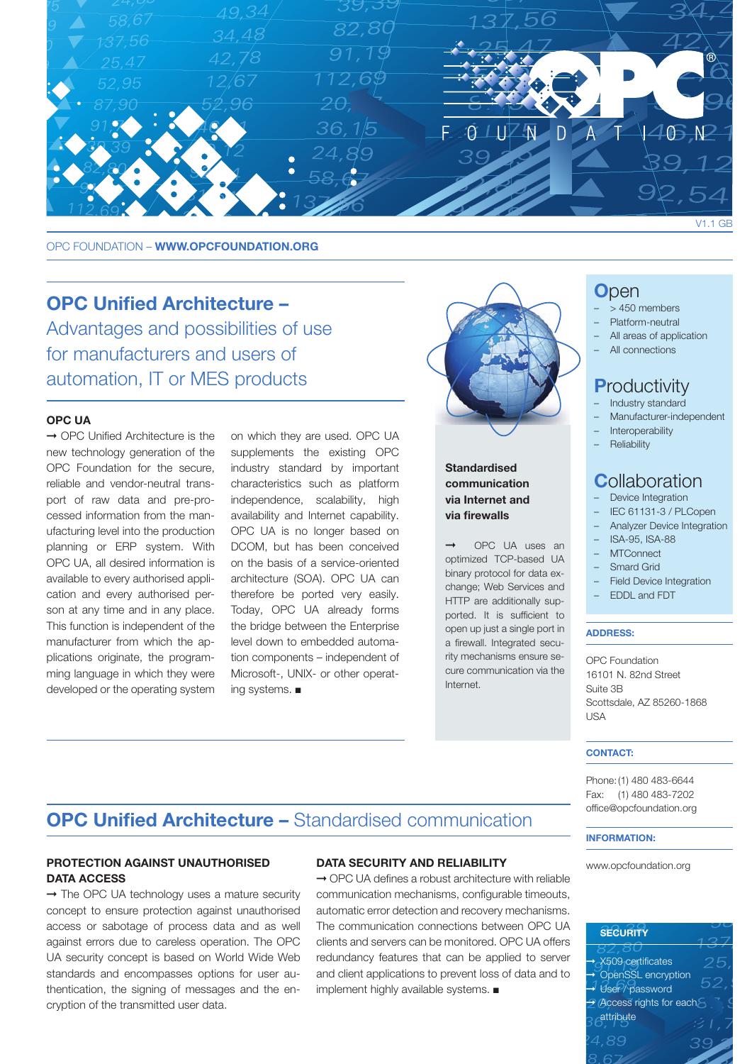OPC FOUNDATION – **WWW.OPCFOUNDATION.ORG**

V1.1 GB

# OPC Unified Architecture – Advantages and possibilities of use for manufacturers and users of automation, IT or MES products

### OPC UA

→ OPC Unified Architecture is the new technology generation of the OPC Foundation for the secure, reliable and vendor-neutral transport of raw data and pre-processed information from the manufacturing level into the production planning or ERP system. With OPC UA, all desired information is available to every authorised application and every authorised person at any time and in any place. This function is independent of the manufacturer from which the applications originate, the programming language in which they were developed or the operating system on which they are used. OPC UA supplements the existing OPC industry standard by important characteristics such as platform independence, scalability, high availability and Internet capability. OPC UA is no longer based on DCOM, but has been conceived on the basis of a service-oriented architecture (SOA). OPC UA can therefore be ported very easily. Today, OPC UA already forms the bridge between the Enterprise level down to embedded automation components – independent of Microsoft-, UNIX- or other operating systems. ■

**Standardised communication via Internet and via firewalls**

→ OPC UA uses an optimized TCP-based UA binary protocol for data exchange; Web Services and HTTP are additionally supported. It is sufficient to open up just a single port in a firewall. Integrated security mechanisms ensure secure communication via the Internet.

## OPC Unified Architecture – Standardised communication

### PROTECTION AGAINST UNAUTHORISED DATA ACCESS

→ The OPC UA technology uses a mature security concept to ensure protection against unauthorised access or sabotage of process data and as well against errors due to careless operation. The OPC UA security concept is based on World Wide Web standards and encompasses options for user authentication, the signing of messages and the encryption of the transmitted user data.

### DATA SECURITY AND RELIABILITY

→ OPC UA defines a robust architecture with reliable communication mechanisms, configurable timeouts, automatic error detection and recovery mechanisms. The communication connections between OPC UA clients and servers can be monitored. OPC UA offers redundancy features that can be applied to server and client applications to prevent loss of data and to implement highly available systems. ■

### Open
- > 450 members
- Platform-neutral
- All areas of application
- All connections

### Productivity
- Industry standard
- Manufacturer-independent
- Interoperability
- Reliability

### Collaboration
- Device Integration
- IEC 61131-3 / PLCopen
- Analyzer Device Integration
- ISA-95, ISA-88
- MTConnect
- Smard Grid
- Field Device Integration
- EDDL and FDT

**ADDRESS:**

OPC Foundation
16101 N. 82nd Street
Suite 3B
Scottsdale, AZ 85260-1868
USA

**CONTACT:**

Phone: (1) 480 483-6644
Fax: (1) 480 483-7202
office@opcfoundation.org

**INFORMATION:**

www.opcfoundation.org

**SECURITY**

→ X509 certificates
→ OpenSSL encryption
→ User / password
→ Access rights for each attribute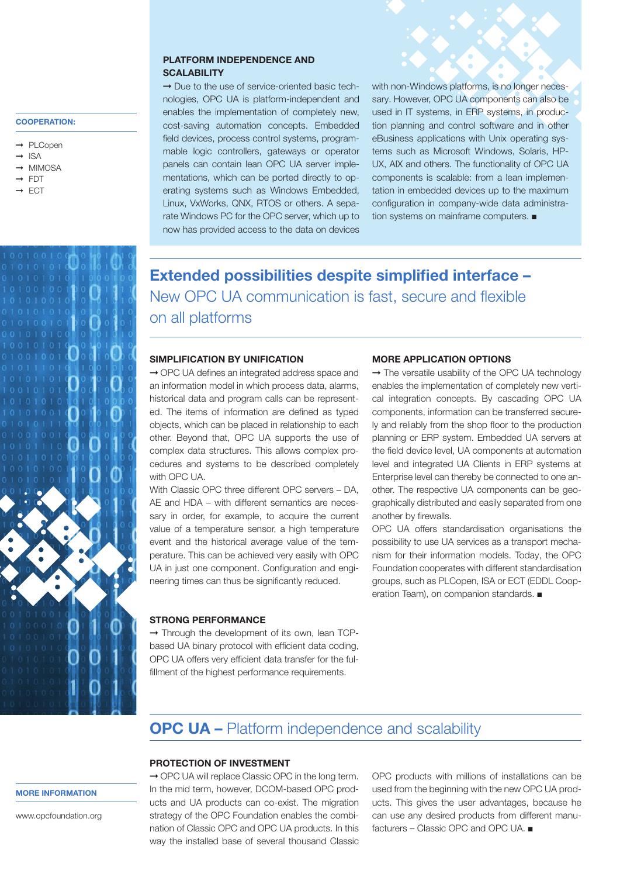**COOPERATION:**

- → PLCopen
- → ISA
- → MIMOSA
- → FDT
- → ECT

### PLATFORM INDEPENDENCE AND SCALABILITY

→ Due to the use of service-oriented basic technologies, OPC UA is platform-independent and enables the implementation of completely new, cost-saving automation concepts. Embedded field devices, process control systems, programmable logic controllers, gateways or operator panels can contain lean OPC UA server implementations, which can be ported directly to operating systems such as Windows Embedded, Linux, VxWorks, QNX, RTOS or others. A separate Windows PC for the OPC server, which up to now has provided access to the data on devices with non-Windows platforms, is no longer necessary. However, OPC UA components can also be used in IT systems, in ERP systems, in production planning and control software and in other eBusiness applications with Unix operating systems such as Microsoft Windows, Solaris, HP-UX, AIX and others. The functionality of OPC UA components is scalable: from a lean implementation in embedded devices up to the maximum configuration in company-wide data administration systems on mainframe computers. ■

## Extended possibilities despite simplified interface – New OPC UA communication is fast, secure and flexible on all platforms

### SIMPLIFICATION BY UNIFICATION

→ OPC UA defines an integrated address space and an information model in which process data, alarms, historical data and program calls can be represented. The items of information are defined as typed objects, which can be placed in relationship to each other. Beyond that, OPC UA supports the use of complex data structures. This allows complex procedures and systems to be described completely with OPC UA.

With Classic OPC three different OPC servers – DA, AE and HDA – with different semantics are necessary in order, for example, to acquire the current value of a temperature sensor, a high temperature event and the historical average value of the temperature. This can be achieved very easily with OPC UA in just one component. Configuration and engineering times can thus be significantly reduced.

### STRONG PERFORMANCE

→ Through the development of its own, lean TCP-based UA binary protocol with efficient data coding, OPC UA offers very efficient data transfer for the fulfillment of the highest performance requirements.

### MORE APPLICATION OPTIONS

→ The versatile usability of the OPC UA technology enables the implementation of completely new vertical integration concepts. By cascading OPC UA components, information can be transferred securely and reliably from the shop floor to the production planning or ERP system. Embedded UA servers at the field device level, UA components at automation level and integrated UA Clients in ERP systems at Enterprise level can thereby be connected to one another. The respective UA components can be geographically distributed and easily separated from one another by firewalls.

OPC UA offers standardisation organisations the possibility to use UA services as a transport mechanism for their information models. Today, the OPC Foundation cooperates with different standardisation groups, such as PLCopen, ISA or ECT (EDDL Cooperation Team), on companion standards. ■

## OPC UA – Platform independence and scalability

### PROTECTION OF INVESTMENT

→ OPC UA will replace Classic OPC in the long term. In the mid term, however, DCOM-based OPC products and UA products can co-exist. The migration strategy of the OPC Foundation enables the combination of Classic OPC and OPC UA products. In this way the installed base of several thousand Classic OPC products with millions of installations can be used from the beginning with the new OPC UA products. This gives the user advantages, because he can use any desired products from different manufacturers – Classic OPC and OPC UA. ■

**MORE INFORMATION**

www.opcfoundation.org